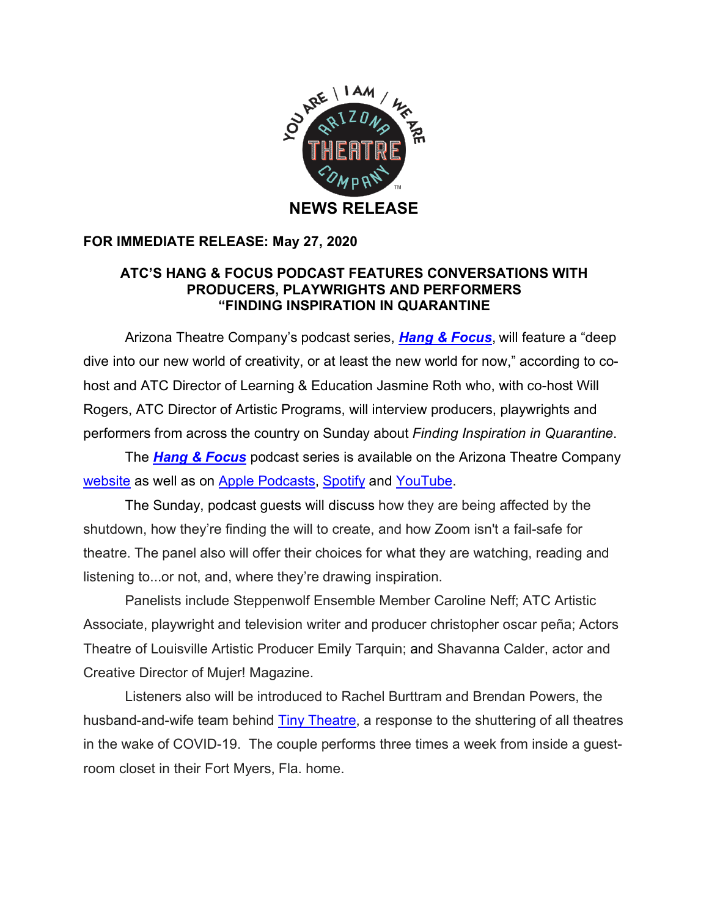**NEWS RELEASE**

**FOR IMMEDIATE RELEASE: May 27, 2020**

**ATC'S HANG & FOCUS PODCAST FEATURES CONVERSATIONS WITH PRODUCERS, PLAYWRIGHTS AND PERFORMERS "FINDING INSPIRATION IN QUARANTINE**

Arizona Theatre Company's podcast series, ***Hang & Focus***, will feature a "deep dive into our new world of creativity, or at least the new world for now," according to co-host and ATC Director of Learning & Education Jasmine Roth who, with co-host Will Rogers, ATC Director of Artistic Programs, will interview producers, playwrights and performers from across the country on Sunday about *Finding Inspiration in Quarantine*.

The ***Hang & Focus*** podcast series is available on the Arizona Theatre Company website as well as on Apple Podcasts, Spotify and YouTube.

The Sunday, podcast guests will discuss how they are being affected by the shutdown, how they're finding the will to create, and how Zoom isn't a fail-safe for theatre. The panel also will offer their choices for what they are watching, reading and listening to...or not, and, where they're drawing inspiration.

Panelists include Steppenwolf Ensemble Member Caroline Neff; ATC Artistic Associate, playwright and television writer and producer christopher oscar peña; Actors Theatre of Louisville Artistic Producer Emily Tarquin; and Shavanna Calder, actor and Creative Director of Mujer! Magazine.

Listeners also will be introduced to Rachel Burttram and Brendan Powers, the husband-and-wife team behind Tiny Theatre, a response to the shuttering of all theatres in the wake of COVID-19. The couple performs three times a week from inside a guest-room closet in their Fort Myers, Fla. home.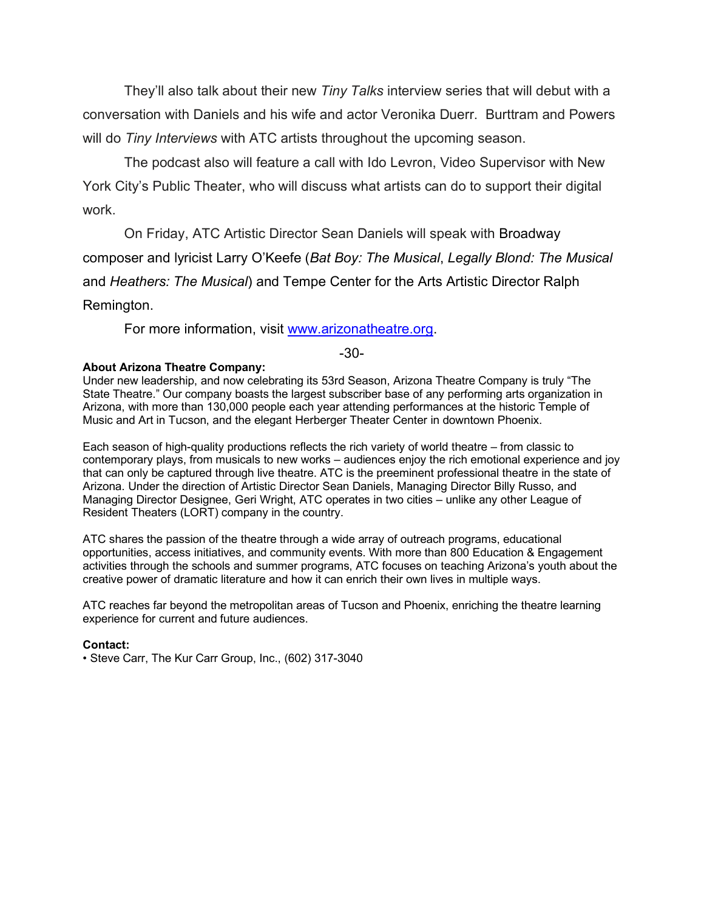They'll also talk about their new *Tiny Talks* interview series that will debut with a conversation with Daniels and his wife and actor Veronika Duerr. Burttram and Powers will do *Tiny Interviews* with ATC artists throughout the upcoming season.

The podcast also will feature a call with Ido Levron, Video Supervisor with New York City's Public Theater, who will discuss what artists can do to support their digital work.

On Friday, ATC Artistic Director Sean Daniels will speak with Broadway composer and lyricist Larry O'Keefe (*Bat Boy: The Musical*, *Legally Blond: The Musical* and *Heathers: The Musical*) and Tempe Center for the Arts Artistic Director Ralph Remington.

For more information, visit [www.arizonatheatre.org](www.arizonatheatre.org).

-30-

**About Arizona Theatre Company:**
Under new leadership, and now celebrating its 53rd Season, Arizona Theatre Company is truly "The State Theatre." Our company boasts the largest subscriber base of any performing arts organization in Arizona, with more than 130,000 people each year attending performances at the historic Temple of Music and Art in Tucson, and the elegant Herberger Theater Center in downtown Phoenix.

Each season of high-quality productions reflects the rich variety of world theatre – from classic to contemporary plays, from musicals to new works – audiences enjoy the rich emotional experience and joy that can only be captured through live theatre. ATC is the preeminent professional theatre in the state of Arizona. Under the direction of Artistic Director Sean Daniels, Managing Director Billy Russo, and Managing Director Designee, Geri Wright, ATC operates in two cities – unlike any other League of Resident Theaters (LORT) company in the country.

ATC shares the passion of the theatre through a wide array of outreach programs, educational opportunities, access initiatives, and community events. With more than 800 Education & Engagement activities through the schools and summer programs, ATC focuses on teaching Arizona's youth about the creative power of dramatic literature and how it can enrich their own lives in multiple ways.

ATC reaches far beyond the metropolitan areas of Tucson and Phoenix, enriching the theatre learning experience for current and future audiences.

**Contact:**
• Steve Carr, The Kur Carr Group, Inc., (602) 317-3040